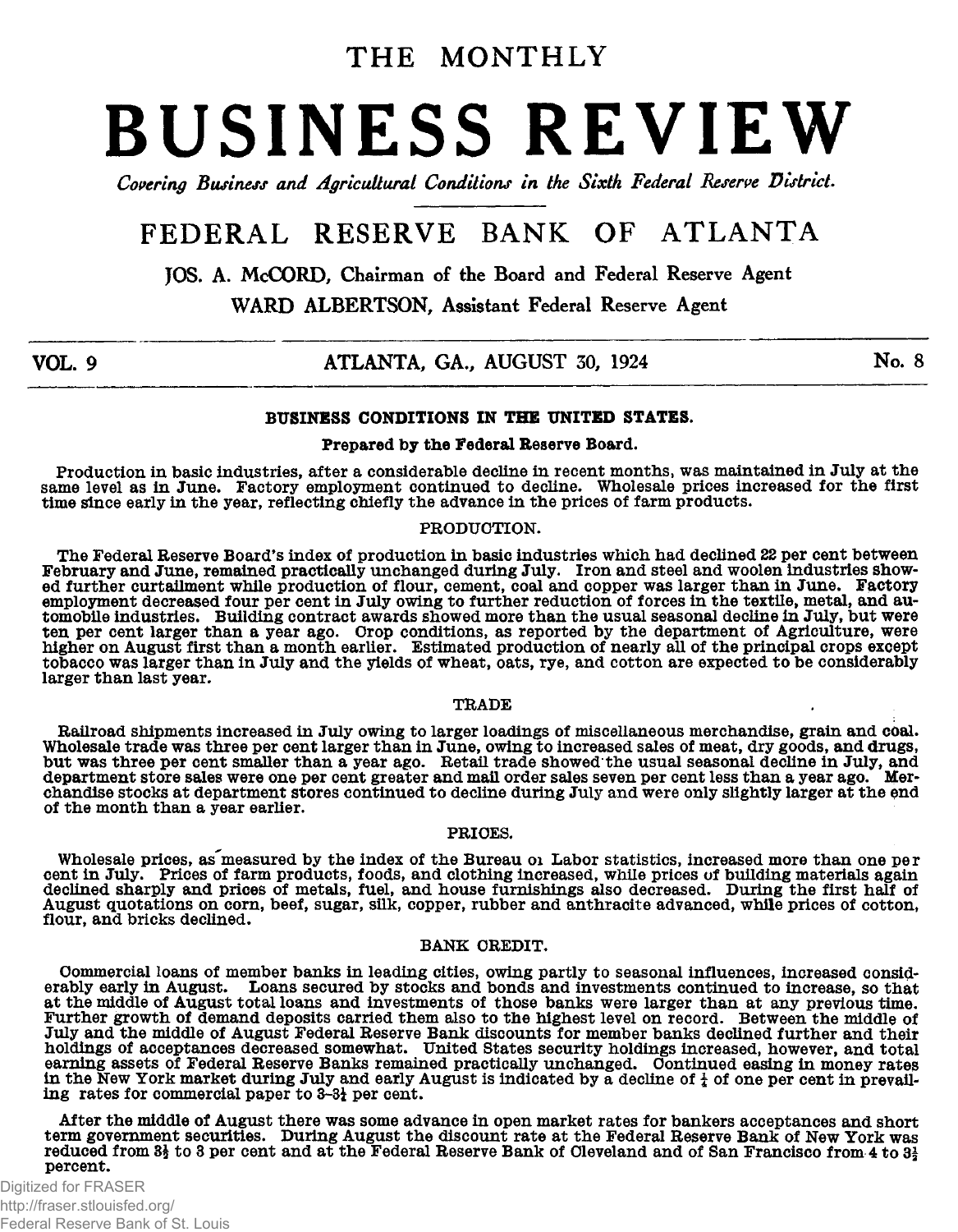# THE MONTHLY

# BUSINESS REVIEW

*Covering Business and Agricultural Conditions in the Sixth Federal Reserve District.*

## FEDERAL RESERVE BANK OF ATLANTA

JOS. A. McCORD, Chairman of the Board and Federal Reserve Agent

WARD ALBERTSON, Assistant Federal Reserve Agent

VOL. 9 — ATLANTA, GA., AUGUST 30, 1924 — No. 8

### BUSINESS CONDITIONS IN THE UNITED STATES.

**Prepared by the Federal Reserve Board.**

Production in basic industries, after a considerable decline in recent months, was maintained in July at the same level as in June. Factory employment continued to decline. Wholesale prices increased for the first time since early in the year, reflecting chiefly the advance in the prices of farm products.

#### PRODUCTION.

The Federal Reserve Board's index of production in basic industries which had declined 22 per cent between February and June, remained practically unchanged during July. Iron and steel and woolen industries showed further curtailment while production of flour, cement, coal and copper was larger than in June. Factory employment decreased four per cent in July owing to further reduction of forces in the textile, metal, and automobile industries. Building contract awards showed more than the usual seasonal decline in July, but were ten per cent larger than a year ago. Crop conditions, as reported by the department of Agriculture, were higher on August first than a month earlier. Estimated production of nearly all of the principal crops except tobacco was larger than in July and the yields of wheat, oats, rye, and cotton are expected to be considerably larger than last year.

#### TRADE

Railroad shipments increased in July owing to larger loadings of miscellaneous merchandise, grain and coal. Wholesale trade was three per cent larger than in June, owing to increased sales of meat, dry goods, and drugs, but was three per cent smaller than a year ago. Retail trade showed the usual seasonal decline in July, and department store sales were one per cent greater and mail order sales seven per cent less than a year ago. Merchandise stocks at department stores continued to decline during July and were only slightly larger at the end of the month than a year earlier.

#### PRICES.

Wholesale prices, as measured by the index of the Bureau of Labor statistics, increased more than one per cent in July. Prices of farm products, foods, and clothing increased, while prices of building materials again declined sharply and prices of metals, fuel, and house furnishings also decreased. During the first half of August quotations on corn, beef, sugar, silk, copper, rubber and anthracite advanced, while prices of cotton, flour, and bricks declined.

#### BANK CREDIT.

Commercial loans of member banks in leading cities, owing partly to seasonal influences, increased considerably early in August. Loans secured by stocks and bonds and investments continued to increase, so that at the middle of August total loans and investments of those banks were larger than at any previous time. Further growth of demand deposits carried them also to the highest level on record. Between the middle of July and the middle of August Federal Reserve Bank discounts for member banks declined further and their holdings of acceptances decreased somewhat. United States security holdings increased, however, and total earning assets of Federal Reserve Banks remained practically unchanged. Continued easing in money rates in the New York market during July and early August is indicated by a decline of ¼ of one per cent in prevailing rates for commercial paper to 3-3¼ per cent.

After the middle of August there was some advance in open market rates for bankers acceptances and short term government securities. During August the discount rate at the Federal Reserve Bank of New York was reduced from 3½ to 3 per cent and at the Federal Reserve Bank of Cleveland and of San Francisco from 4 to 3½ percent.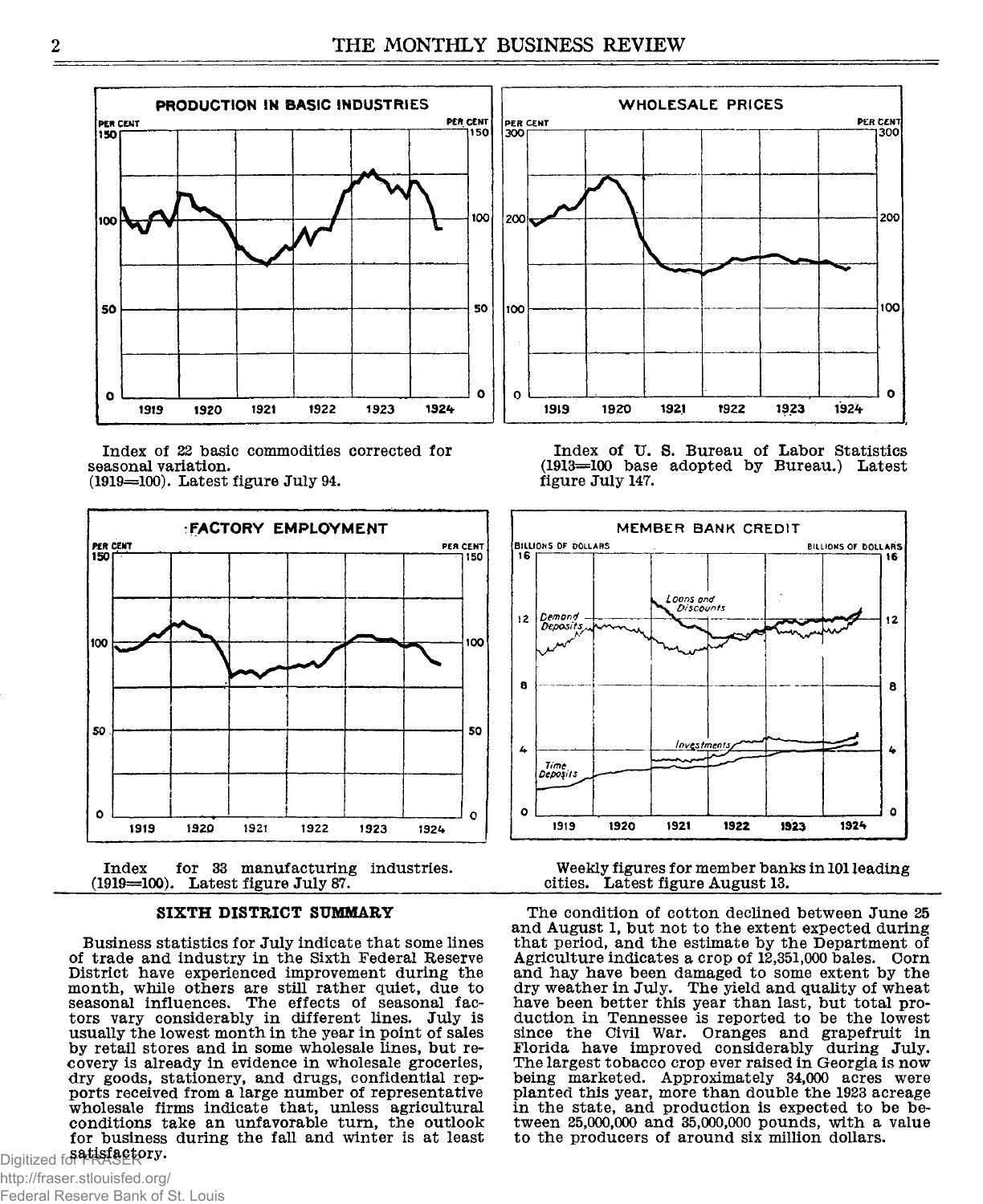**PRODUCTION IN BASIC INDUSTRIES**

Index of 22 basic commodities corrected for seasonal variation. (1919=100). Latest figure July 94.

**WHOLESALE PRICES**

Index of U. S. Bureau of Labor Statistics (1913=100 base adopted by Bureau.) Latest figure July 147.

**FACTORY EMPLOYMENT**

Index for 33 manufacturing industries. (1919=100). Latest figure July 87.

**MEMBER BANK CREDIT**

Weekly figures for member banks in 101 leading cities. Latest figure August 13.

## SIXTH DISTRICT SUMMARY

Business statistics for July indicate that some lines of trade and industry in the Sixth Federal Reserve District have experienced improvement during the month, while others are still rather quiet, due to seasonal influences. The effects of seasonal factors vary considerably in different lines. July is usually the lowest month in the year in point of sales by retail stores and in some wholesale lines, but recovery is already in evidence in wholesale groceries, dry goods, stationery, and drugs, confidential reports received from a large number of representative wholesale firms indicate that, unless agricultural conditions take an unfavorable turn, the outlook for business during the fall and winter is at least satisfactory.

The condition of cotton declined between June 25 and August 1, but not to the extent expected during that period, and the estimate by the Department of Agriculture indicates a crop of 12,351,000 bales. Corn and hay have been damaged to some extent by the dry weather in July. The yield and quality of wheat have been better this year than last, but total production in Tennessee is reported to be the lowest since the Civil War. Oranges and grapefruit in Florida have improved considerably during July. The largest tobacco crop ever raised in Georgia is now being marketed. Approximately 34,000 acres were planted this year, more than double the 1923 acreage in the state, and production is expected to be between 25,000,000 and 35,000,000 pounds, with a value to the producers of around six million dollars.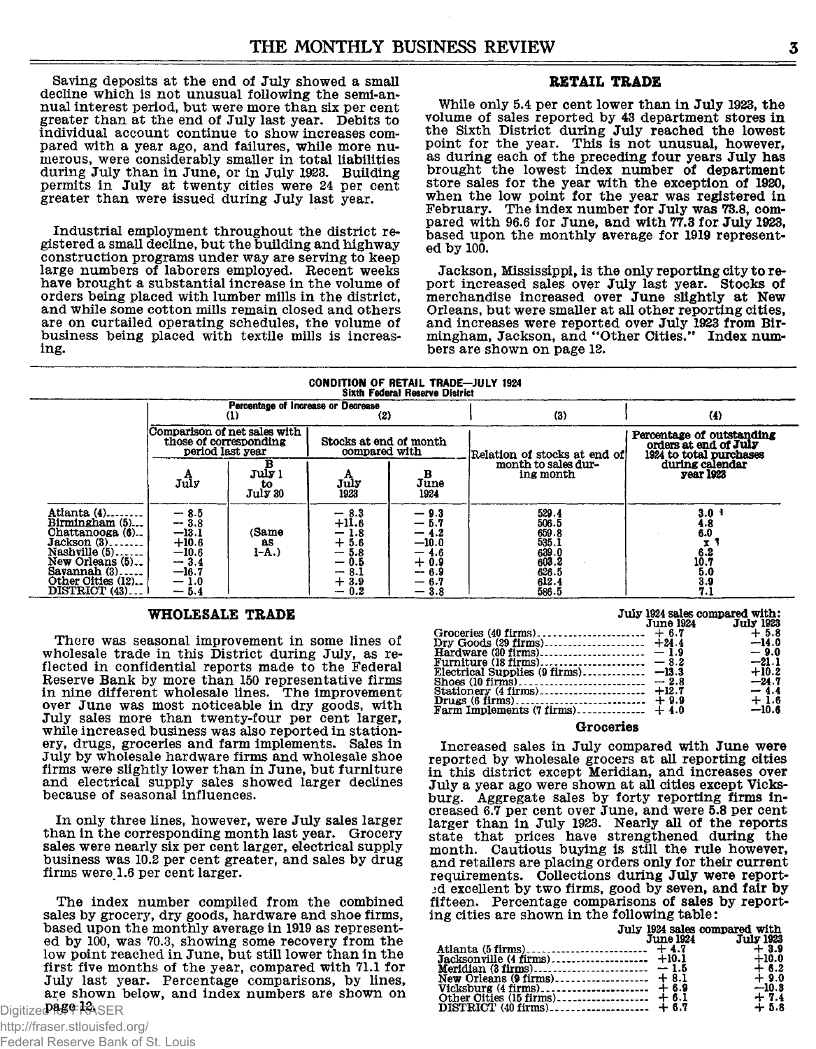Saving deposits at the end of July showed a small decline which is not unusual following the semi-annual interest period, but were more than six per cent greater than at the end of July last year. Debits to individual account continue to show increases compared with a year ago, and failures, while more numerous, were considerably smaller in total liabilities during July than in June, or in July 1923. Building permits in July at twenty cities were 24 per cent greater than were issued during July last year.

Industrial employment throughout the district registered a small decline, but the building and highway construction programs under way are serving to keep large numbers of laborers employed. Recent weeks have brought a substantial increase in the volume of orders being placed with lumber mills in the district, and while some cotton mills remain closed and others are on curtailed operating schedules, the volume of business being placed with textile mills is increasing.

## RETAIL TRADE

While only 5.4 per cent lower than in July 1923, the volume of sales reported by 43 department stores in the Sixth District during July reached the lowest point for the year. This is not unusual, however, as during each of the preceding four years July has brought the lowest index number of department store sales for the year with the exception of 1920, when the low point for the year was registered in February. The index number for July was 73.8, compared with 96.6 for June, and with 77.3 for July 1923, based upon the monthly average for 1919 represented by 100.

Jackson, Mississippi, is the only reporting city to report increased sales over July last year. Stocks of merchandise increased over June slightly at New Orleans, but were smaller at all other reporting cities, and increases were reported over July 1923 from Birmingham, Jackson, and "Other Cities." Index numbers are shown on page 12.

**CONDITION OF RETAIL TRADE—JULY 1924**
**Sixth Federal Reserve District**

| | Percentage of Increase or Decrease | | | | (3) | (4) |
|---|---|---|---|---|---|---|
| | (1) Comparison of net sales with those of corresponding period last year | | (2) Stocks at end of month compared with | | Relation of stocks at end of month to sales during month | Percentage of outstanding orders at end of July 1924 to total purchases during calendar year 1923 |
| | A July | B July 1 to July 30 | A July 1923 | B June 1924 | | |
| Atlanta (4) | — 8.5 | (Same as 1-A.) | — 8.3 | — 9.3 | 529.4 | 3.0 |
| Birmingham (5) | — 3.8 | | +11.6 | — 5.7 | 506.5 | 4.8 |
| Chattanooga (6) | —13.1 | | — 1.8 | — 4.2 | 659.8 | 6.0 |
| Jackson (3) | +10.6 | | + 5.6 | —10.0 | 535.1 | x |
| Nashville (5) | —10.6 | | — 5.8 | — 4.6 | 639.0 | 6.2 |
| New Orleans (5) | — 3.4 | | — 0.5 | + 0.9 | 603.2 | 10.7 |
| Savannah (3) | —16.7 | | — 8.1 | — 6.9 | 626.5 | 5.0 |
| Other Cities (12) | — 1.0 | | + 3.9 | — 6.7 | 612.4 | 3.9 |
| DISTRICT (43) | — 5.4 | | — 0.2 | — 3.8 | 586.5 | 7.1 |

## WHOLESALE TRADE

There was seasonal improvement in some lines of wholesale trade in this District during July, as reflected in confidential reports made to the Federal Reserve Bank by more than 150 representative firms in nine different wholesale lines. The improvement over June was most noticeable in dry goods, with July sales more than twenty-four per cent larger, while increased business was also reported in stationery, drugs, groceries and farm implements. Sales in July by wholesale hardware firms and wholesale shoe firms were slightly lower than in June, but furniture and electrical supply sales showed larger declines because of seasonal influences.

In only three lines, however, were July sales larger than in the corresponding month last year. Grocery sales were nearly six per cent larger, electrical supply business was 10.2 per cent greater, and sales by drug firms were 1.6 per cent larger.

The index number compiled from the combined sales by grocery, dry goods, hardware and shoe firms, based upon the monthly average in 1919 as represented by 100, was 70.3, showing some recovery from the low point reached in June, but still lower than in the first five months of the year, compared with 71.1 for July last year. Percentage comparisons, by lines, are shown below, and index numbers are shown on page 12.

| | July 1924 sales compared with: June 1924 | July 1923 |
|---|---|---|
| Groceries (40 firms) | + 6.7 | + 5.8 |
| Dry Goods (29 firms) | +24.4 | —14.0 |
| Hardware (30 firms) | — 1.9 | — 9.0 |
| Furniture (18 firms) | — 8.2 | —21.1 |
| Electrical Supplies (9 firms) | —13.3 | +10.2 |
| Shoes (10 firms) | — 2.8 | —24.7 |
| Stationery (4 firms) | +12.7 | — 4.4 |
| Drugs (6 firms) | + 9.9 | + 1.6 |
| Farm Implements (7 firms) | + 4.0 | —10.6 |

### Groceries

Increased sales in July compared with June were reported by wholesale grocers at all reporting cities in this district except Meridian, and increases over July a year ago were shown at all cities except Vicksburg. Aggregate sales by forty reporting firms increased 6.7 per cent over June, and were 5.8 per cent larger than in July 1923. Nearly all of the reports state that prices have strengthened during the month. Cautious buying is still the rule however, and retailers are placing orders only for their current requirements. Collections during July were reported excellent by two firms, good by seven, and fair by fifteen. Percentage comparisons of sales by reporting cities are shown in the following table:

| | July 1924 sales compared with June 1924 | July 1923 |
|---|---|---|
| Atlanta (5 firms) | + 4.7 | + 3.9 |
| Jacksonville (4 firms) | +10.1 | +10.0 |
| Meridian (3 firms) | — 1.5 | + 6.2 |
| New Orleans (9 firms) | + 8.1 | + 9.0 |
| Vicksburg (4 firms) | + 6.9 | —10.3 |
| Other Cities (15 firms) | + 6.1 | + 7.4 |
| DISTRICT (40 firms) | + 6.7 | + 5.8 |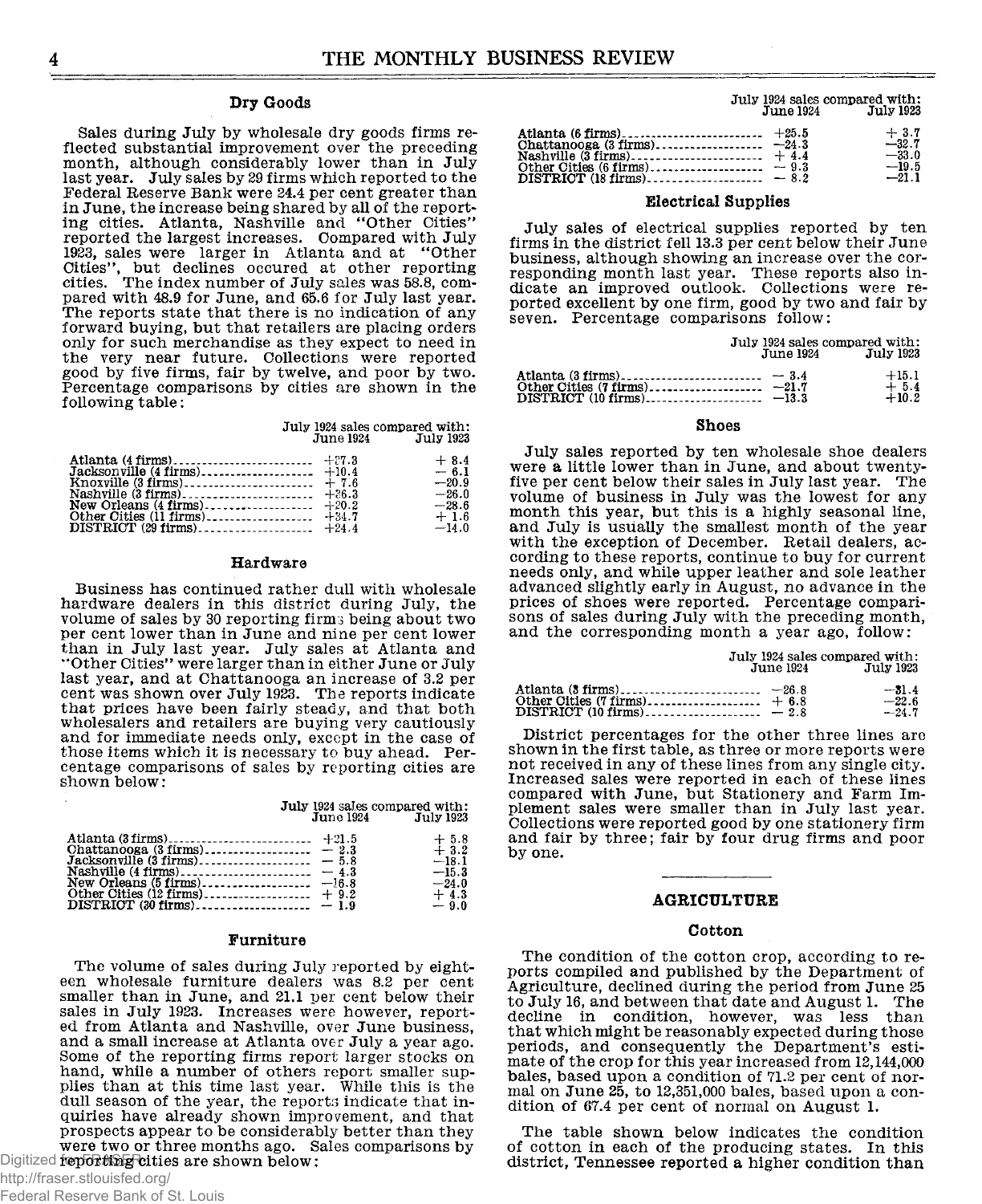### Dry Goods

Sales during July by wholesale dry goods firms reflected substantial improvement over the preceding month, although considerably lower than in July last year. July sales by 29 firms which reported to the Federal Reserve Bank were 24.4 per cent greater than in June, the increase being shared by all of the reporting cities. Atlanta, Nashville and "Other Cities" reported the largest increases. Compared with July 1923, sales were larger in Atlanta and at "Other Cities", but declines occured at other reporting cities. The index number of July sales was 58.8, compared with 48.9 for June, and 65.6 for July last year. The reports state that there is no indication of any forward buying, but that retailers are placing orders only for such merchandise as they expect to need in the very near future. Collections were reported good by five firms, fair by twelve, and poor by two. Percentage comparisons by cities are shown in the following table:

| | July 1924 sales compared with: June 1924 | July 1923 |
|---|---|---|
| Atlanta (4 firms) | +27.3 | + 8.4 |
| Jacksonville (4 firms) | +10.4 | − 6.1 |
| Knoxville (3 firms) | + 7.6 | −20.9 |
| Nashville (3 firms) | +26.3 | −26.0 |
| New Orleans (4 firms) | +20.2 | −28.6 |
| Other Cities (11 firms) | +34.7 | + 1.6 |
| DISTRICT (29 firms) | +24.4 | −14.0 |

### Hardware

Business has continued rather dull with wholesale hardware dealers in this district during July, the volume of sales by 30 reporting firms being about two per cent lower than in June and nine per cent lower than in July last year. July sales at Atlanta and "Other Cities" were larger than in either June or July last year, and at Chattanooga an increase of 3.2 per cent was shown over July 1923. The reports indicate that prices have been fairly steady, and that both wholesalers and retailers are buying very cautiously and for immediate needs only, except in the case of those items which it is necessary to buy ahead. Percentage comparisons of sales by reporting cities are shown below:

| | July 1924 sales compared with: June 1924 | July 1923 |
|---|---|---|
| Atlanta (3 firms) | +21.5 | + 5.8 |
| Chattanooga (3 firms) | − 2.3 | + 3.2 |
| Jacksonville (3 firms) | − 5.8 | −18.1 |
| Nashville (4 firms) | − 4.3 | −15.3 |
| New Orleans (5 firms) | −16.8 | −24.0 |
| Other Cities (12 firms) | + 9.2 | + 4.3 |
| DISTRICT (30 firms) | − 1.9 | − 9.0 |

### Furniture

The volume of sales during July reported by eighteen wholesale furniture dealers was 8.2 per cent smaller than in June, and 21.1 per cent below their sales in July 1923. Increases were however, reported from Atlanta and Nashville, over June business, and a small increase at Atlanta over July a year ago. Some of the reporting firms report larger stocks on hand, while a number of others report smaller supplies than at this time last year. While this is the dull season of the year, the reports indicate that inquiries have already shown improvement, and that prospects appear to be considerably better than they were two or three months ago. Sales comparisons by reporting cities are shown below:

| | July 1924 sales compared with: June 1924 | July 1923 |
|---|---|---|
| Atlanta (6 firms) | +25.5 | + 3.7 |
| Chattanooga (3 firms) | −24.3 | −32.7 |
| Nashville (3 firms) | + 4.4 | −33.0 |
| Other Cities (6 firms) | − 9.3 | −19.5 |
| DISTRICT (18 firms) | − 8.2 | −21.1 |

### Electrical Supplies

July sales of electrical supplies reported by ten firms in the district fell 13.3 per cent below their June business, although showing an increase over the corresponding month last year. These reports also indicate an improved outlook. Collections were reported excellent by one firm, good by two and fair by seven. Percentage comparisons follow:

| | July 1924 sales compared with: June 1924 | July 1923 |
|---|---|---|
| Atlanta (3 firms) | − 3.4 | +15.1 |
| Other Cities (7 firms) | −21.7 | + 5.4 |
| DISTRICT (10 firms) | −13.3 | +10.2 |

### Shoes

July sales reported by ten wholesale shoe dealers were a little lower than in June, and about twenty-five per cent below their sales in July last year. The volume of business in July was the lowest for any month this year, but this is a highly seasonal line, and July is usually the smallest month of the year with the exception of December. Retail dealers, according to these reports, continue to buy for current needs only, and while upper leather and sole leather advanced slightly early in August, no advance in the prices of shoes were reported. Percentage comparisons of sales during July with the preceding month, and the corresponding month a year ago, follow:

| | July 1924 sales compared with: June 1924 | July 1923 |
|---|---|---|
| Atlanta (3 firms) | −26.8 | −31.4 |
| Other Cities (7 firms) | + 6.8 | −22.6 |
| DISTRICT (10 firms) | − 2.8 | −24.7 |

District percentages for the other three lines are shown in the first table, as three or more reports were not received in any of these lines from any single city. Increased sales were reported in each of these lines compared with June, but Stationery and Farm Implement sales were smaller than in July last year. Collections were reported good by one stationery firm and fair by three; fair by four drug firms and poor by one.

## AGRICULTURE

### Cotton

The condition of the cotton crop, according to reports compiled and published by the Department of Agriculture, declined during the period from June 25 to July 16, and between that date and August 1. The decline in condition, however, was less than that which might be reasonably expected during those periods, and consequently the Department's estimate of the crop for this year increased from 12,144,000 bales, based upon a condition of 71.2 per cent of normal on June 25, to 12,351,000 bales, based upon a condition of 67.4 per cent of normal on August 1.

The table shown below indicates the condition of cotton in each of the producing states. In this district, Tennessee reported a higher condition than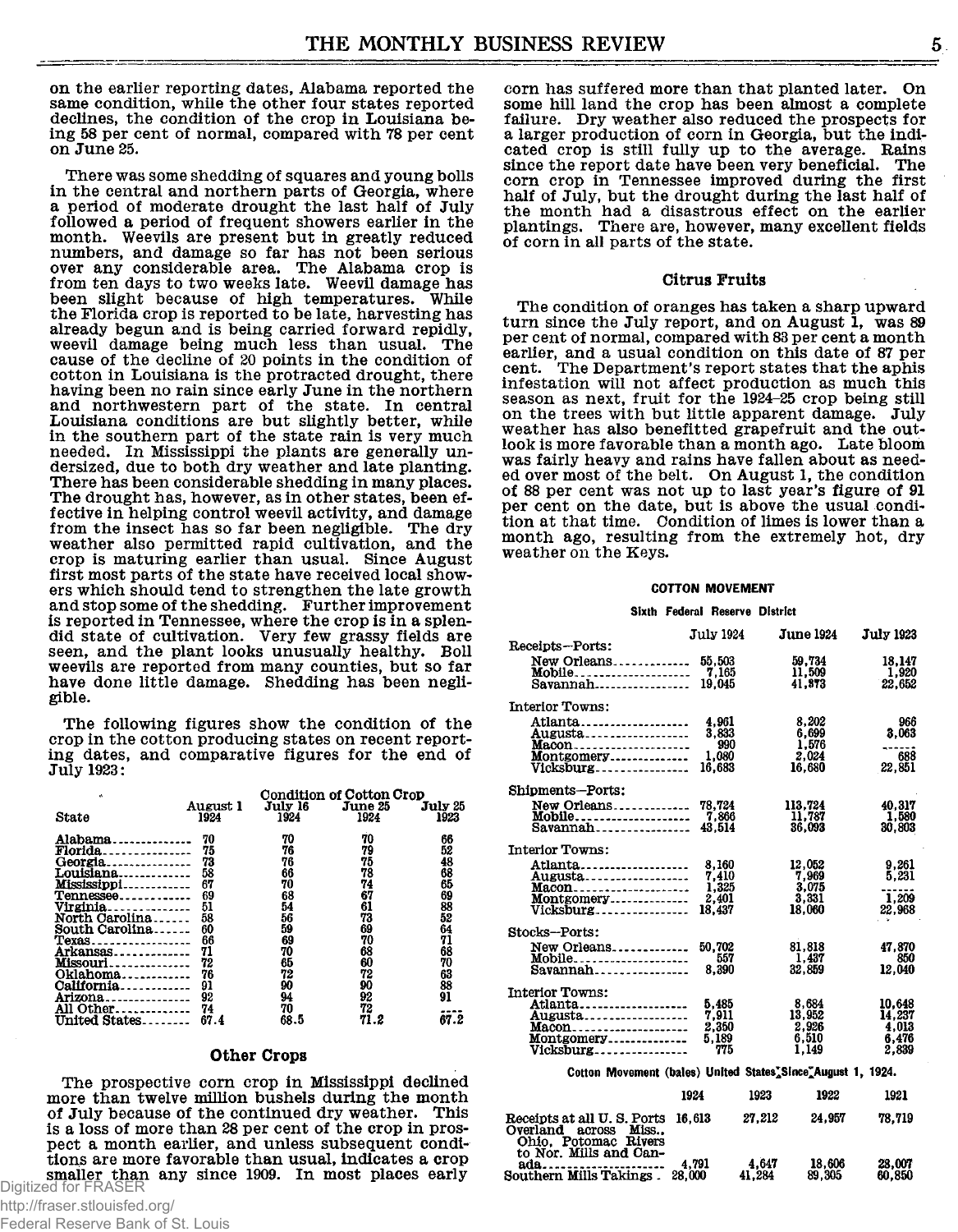on the earlier reporting dates, Alabama reported the same condition, while the other four states reported declines, the condition of the crop in Louisiana being 58 per cent of normal, compared with 78 per cent on June 25.

There was some shedding of squares and young bolls in the central and northern parts of Georgia, where a period of moderate drought the last half of July followed a period of frequent showers earlier in the month. Weevils are present but in greatly reduced numbers, and damage so far has not been serious over any considerable area. The Alabama crop is from ten days to two weeks late. Weevil damage has been slight because of high temperatures. While the Florida crop is reported to be late, harvesting has already begun and is being carried forward repidly, weevil damage being much less than usual. The cause of the decline of 20 points in the condition of cotton in Louisiana is the protracted drought, there having been no rain since early June in the northern and northwestern part of the state. In central Louisiana conditions are but slightly better, while in the southern part of the state rain is very much needed. In Mississippi the plants are generally undersized, due to both dry weather and late planting. There has been considerable shedding in many places. The drought has, however, as in other states, been effective in helping control weevil activity, and damage from the insect has so far been negligible. The dry weather also permitted rapid cultivation, and the crop is maturing earlier than usual. Since August first most parts of the state have received local showers which should tend to strengthen the late growth and stop some of the shedding. Further improvement is reported in Tennessee, where the crop is in a splendid state of cultivation. Very few grassy fields are seen, and the plant looks unusually healthy. Boll weevils are reported from many counties, but so far have done little damage. Shedding has been negligible.

The following figures show the condition of the crop in the cotton producing states on recent reporting dates, and comparative figures for the end of July 1923:

| State | August 1 1924 | July 16 1924 | June 25 1924 | July 25 1923 |
|---|---|---|---|---|
| | Condition of Cotton Crop | | | |
| Alabama | 70 | 70 | 70 | 66 |
| Florida | 75 | 76 | 79 | 52 |
| Georgia | 73 | 76 | 75 | 48 |
| Louisiana | 58 | 66 | 78 | 68 |
| Mississippi | 67 | 70 | 74 | 65 |
| Tennessee | 69 | 68 | 67 | 69 |
| Virginia | 51 | 54 | 61 | 88 |
| North Carolina | 58 | 56 | 73 | 52 |
| South Carolina | 60 | 59 | 69 | 64 |
| Texas | 66 | 69 | 70 | 71 |
| Arkansas | 71 | 70 | 68 | 68 |
| Missouri | 72 | 65 | 60 | 70 |
| Oklahoma | 76 | 72 | 72 | 63 |
| California | 91 | 90 | 90 | 88 |
| Arizona | 92 | 94 | 92 | 91 |
| All Other | 74 | 70 | 72 | ---- |
| United States | 67.4 | 68.5 | 71.2 | 67.2 |

## Other Crops

The prospective corn crop in Mississippi declined more than twelve million bushels during the month of July because of the continued dry weather. This is a loss of more than 28 per cent of the crop in prospect a month earlier, and unless subsequent conditions are more favorable than usual, indicates a crop smaller than any since 1909. In most places early corn has suffered more than that planted later. On some hill land the crop has been almost a complete failure. Dry weather also reduced the prospects for a larger production of corn in Georgia, but the indicated crop is still fully up to the average. Rains since the report date have been very beneficial. The corn crop in Tennessee improved during the first half of July, but the drought during the last half of the month had a disastrous effect on the earlier plantings. There are, however, many excellent fields of corn in all parts of the state.

## Citrus Fruits

The condition of oranges has taken a sharp upward turn since the July report, and on August 1, was 89 per cent of normal, compared with 83 per cent a month earlier, and a usual condition on this date of 87 per cent. The Department's report states that the aphis infestation will not affect production as much this season as next, fruit for the 1924-25 crop being still on the trees with but little apparent damage. July weather has also benefitted grapefruit and the outlook is more favorable than a month ago. Late bloom was fairly heavy and rains have fallen about as needed over most of the belt. On August 1, the condition of 88 per cent was not up to last year's figure of 91 per cent on the date, but is above the usual condition at that time. Condition of limes is lower than a month ago, resulting from the extremely hot, dry weather on the Keys.

### COTTON MOVEMENT

**Sixth Federal Reserve District**

| | July 1924 | June 1924 | July 1923 |
|---|---|---|---|
| **Receipts—Ports:** | | | |
| New Orleans | 55,503 | 59,734 | 18,147 |
| Mobile | 7,165 | 11,509 | 1,920 |
| Savannah | 19,045 | 41,373 | 22,652 |
| **Interior Towns:** | | | |
| Atlanta | 4,961 | 8,202 | 966 |
| Augusta | 3,833 | 6,699 | 3,063 |
| Macon | 990 | 1,576 | ------ |
| Montgomery | 1,080 | 2,024 | 688 |
| Vicksburg | 16,683 | 16,680 | 22,851 |
| **Shipments—Ports:** | | | |
| New Orleans | 78,724 | 113,724 | 40,317 |
| Mobile | 7,866 | 11,787 | 1,580 |
| Savannah | 43,514 | 36,093 | 30,803 |
| **Interior Towns:** | | | |
| Atlanta | 8,160 | 12,052 | 9,261 |
| Augusta | 7,410 | 7,969 | 5,231 |
| Macon | 1,325 | 3,075 | ------ |
| Montgomery | 2,401 | 3,331 | 1,209 |
| Vicksburg | 18,437 | 18,060 | 22,968 |
| **Stocks—Ports:** | | | |
| New Orleans | 50,702 | 81,818 | 47,870 |
| Mobile | 557 | 1,437 | 850 |
| Savannah | 8,390 | 32,859 | 12,040 |
| **Interior Towns:** | | | |
| Atlanta | 5,485 | 8,684 | 10,648 |
| Augusta | 7,911 | 13,952 | 14,237 |
| Macon | 2,350 | 2,926 | 4,013 |
| Montgomery | 5,189 | 6,510 | 6,476 |
| Vicksburg | 775 | 1,149 | 2,839 |

**Cotton Movement (bales) United States Since August 1, 1924.**

| | 1924 | 1923 | 1922 | 1921 |
|---|---|---|---|---|
| Receipts at all U. S. Ports | 16,613 | 27,212 | 24,957 | 78,719 |
| Overland across Miss., Ohio, Potomac Rivers to Nor. Mills and Canada | 4,791 | 4,647 | 18,606 | 23,007 |
| Southern Mills Takings | 28,000 | 41,284 | 89,305 | 60,850 |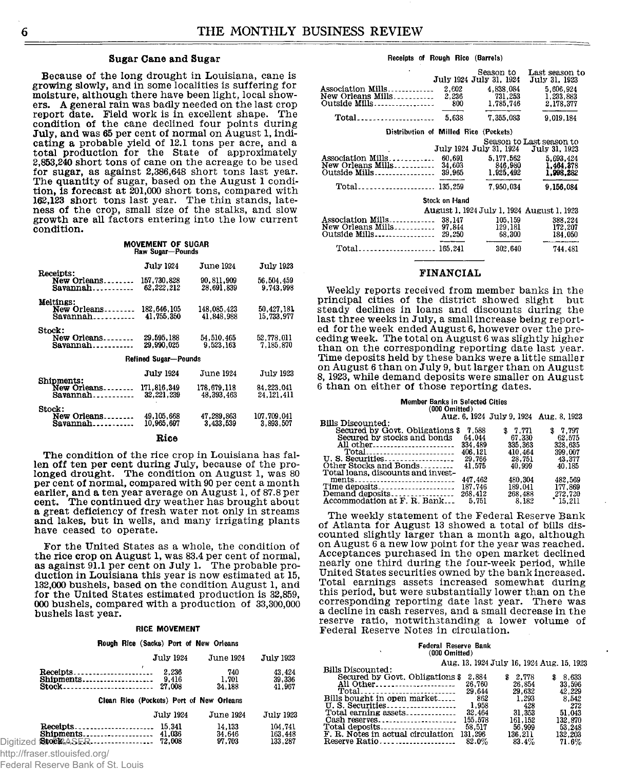## Sugar Cane and Sugar

Because of the long drought in Louisiana, cane is growing slowly, and in some localities is suffering for moisture, although there have been light, local showers. A general rain was badly needed on the last crop report date. Field work is in excellent shape. The condition of the cane declined four points during July, and was 65 per cent of normal on August 1, indicating a probable yield of 12.1 tons per acre, and a total production for the State of approximately 2,853,240 short tons of cane on the acreage to be used for sugar, as against 2,386,648 short tons last year. The quantity of sugar, based on the August 1 condition, is forecast at 201,000 short tons, compared with 162,123 short tons last year. The thin stands, lateness of the crop, small size of the stalks, and slow growth are all factors entering into the low current condition.

**MOVEMENT OF SUGAR**

Raw Sugar—Pounds

| | July 1924 | June 1924 | July 1923 |
|---|---|---|---|
| Receipts: | | | |
| New Orleans | 157,730,828 | 90,811,909 | 56,504,459 |
| Savannah | 62,222,212 | 28,691,839 | 9,743,998 |
| Meltings: | | | |
| New Orleans | 182,646,105 | 148,085,423 | 50,427,181 |
| Savannah | 41,755,350 | 41,848,988 | 15,733,977 |
| Stock: | | | |
| New Orleans | 29,595,188 | 54,510,465 | 52,778,011 |
| Savannah | 29,990,025 | 9,523,163 | 7,185,870 |

Refined Sugar—Pounds

| | July 1924 | June 1924 | July 1923 |
|---|---|---|---|
| Shipments: | | | |
| New Orleans | 171,816,349 | 178,679,118 | 84,223,041 |
| Savannah | 32,221,239 | 48,393,463 | 24,121,411 |
| Stock: | | | |
| New Orleans | 49,105,668 | 47,289,863 | 107,709,041 |
| Savannah | 10,965,697 | 3,433,539 | 3,893,507 |

## Rice

The condition of the rice crop in Louisiana has fallen off ten per cent during July, because of the prolonged drought. The condition on August 1, was 80 per cent of normal, compared with 90 per cent a month earlier, and a ten year average on August 1, of 87.8 per cent. The continued dry weather has brought about a great deficiency of fresh water not only in streams and lakes, but in wells, and many irrigating plants have ceased to operate.

For the United States as a whole, the condition of the rice crop on August 1, was 83.4 per cent of normal, as against 91.1 per cent on July 1. The probable production in Louisiana this year is now estimated at 15,132,000 bushels, based on the condition August 1, and for the United States estimated production is 32,859,000 bushels, compared with a production of 33,300,000 bushels last year.

**RICE MOVEMENT**

Rough Rice (Sacks) Port of New Orleans

| | July 1924 | June 1924 | July 1923 |
|---|---|---|---|
| Receipts | 2,236 | 740 | 43,424 |
| Shipments | 9,416 | 1,701 | 39,336 |
| Stock | 27,008 | 34,188 | 41,967 |

Clean Rice (Pockets) Port of New Orleans

| | July 1924 | June 1924 | July 1923 |
|---|---|---|---|
| Receipts | 15,341 | 14,133 | 104,741 |
| Shipments | 41,036 | 34,646 | 163,448 |
| Stock | 72,008 | 97,703 | 133,287 |

Receipts of Rough Rice (Barrels)

| | July 1924 | Season to July 31, 1924 | Last season to July 31, 1923 |
|---|---|---|---|
| Association Mills | 2,602 | 4,838,084 | 5,606,924 |
| New Orleans Mills | 2,236 | 731,253 | 1,233,883 |
| Outside Mills | 800 | 1,785,746 | 2,178,377 |
| Total | 5,638 | 7,355,083 | 9,019,184 |

Distribution of Milled Rice (Pockets)

| | July 1924 | Season to July 31, 1924 | Last season to July 31, 1923 |
|---|---|---|---|
| Association Mills | 60,691 | 5,177,562 | 5,693,424 |
| New Orleans Mills | 34,603 | 846,980 | 1,464,378 |
| Outside Mills | 39,965 | 1,925,492 | 1,998,282 |
| Total | 135,259 | 7,950,034 | 9,156,084 |

Stock on Hand

| | August 1, 1924 | July 1, 1924 | August 1, 1923 |
|---|---|---|---|
| Association Mills | 38,147 | 105,159 | 388,224 |
| New Orleans Mills | 97,844 | 129,181 | 172,207 |
| Outside Mills | 29,250 | 68,300 | 184,050 |
| Total | 165,241 | 302,640 | 744,481 |

## FINANCIAL

Weekly reports received from member banks in the principal cities of the district showed slight but steady declines in loans and discounts during the last three weeks in July, a small increase being reported for the week ended August 6, however over the preceding week. The total on August 6 was slightly higher than on the corresponding reporting date last year. Time deposits held by these banks were a little smaller on August 6 than on July 9, but larger than on August 8, 1923, while demand deposits were smaller on August 6 than on either of those reporting dates.

**Member Banks in Selected Cities**
(000 Omitted)

| | Aug. 6, 1924 | July 9, 1924 | Aug. 8, 1923 |
|---|---|---|---|
| Bills Discounted: | | | |
| Secured by Govt. Obligations | $ 7,588 | $ 7,771 | $ 7,797 |
| Secured by stocks and bonds | 64,044 | 67,330 | 62,575 |
| All other | 334,489 | 335,363 | 328,635 |
| Total | 406,121 | 410,464 | 399,007 |
| U. S. Securities | 29,766 | 28,751 | 43,377 |
| Other Stocks and Bonds | 41,575 | 40,999 | 40,185 |
| Total loans, discounts and investments | 447,462 | 480,304 | 482,569 |
| Time deposits | 187,746 | 189,041 | 177,869 |
| Demand deposits | 268,412 | 268,488 | 272,720 |
| Accommodation at F. R. Bank | 5,751 | 8,182 | 15,211 |

The weekly statement of the Federal Reserve Bank of Atlanta for August 13 showed a total of bills discounted slightly larger than a month ago, although on August 6 a new low point for the year was reached. Acceptances purchased in the open market declined nearly one third during the four-week period, while United States securities owned by the bank increased. Total earnings assets increased somewhat during this period, but were substantially lower than on the corresponding reporting date last year. There was a decline in cash reserves, and a small decrease in the reserve ratio, notwithstanding a lower volume of Federal Reserve Notes in circulation.

**Federal Reserve Bank**
(000 Omitted)

| | Aug. 13, 1924 | July 16, 1924 | Aug. 15, 1923 |
|---|---|---|---|
| Bills Discounted: | | | |
| Secured by Govt. Obligations | $ 2,884 | $ 2,778 | $ 8,633 |
| All Other | 26,760 | 26,854 | 33,596 |
| Total | 29,644 | 29,632 | 42,229 |
| Bills bought in open market | 862 | 1,293 | 8,542 |
| U. S. Securities | 1,958 | 428 | 272 |
| Total earning assets | 32,464 | 31,353 | 51,043 |
| Cash reserves | 155,578 | 161,152 | 132,870 |
| Total deposits | 58,517 | 56,999 | 53,248 |
| F. R. Notes in actual circulation | 131,296 | 136,211 | 132,203 |
| Reserve Ratio | 82.0% | 83.4% | 71.6% |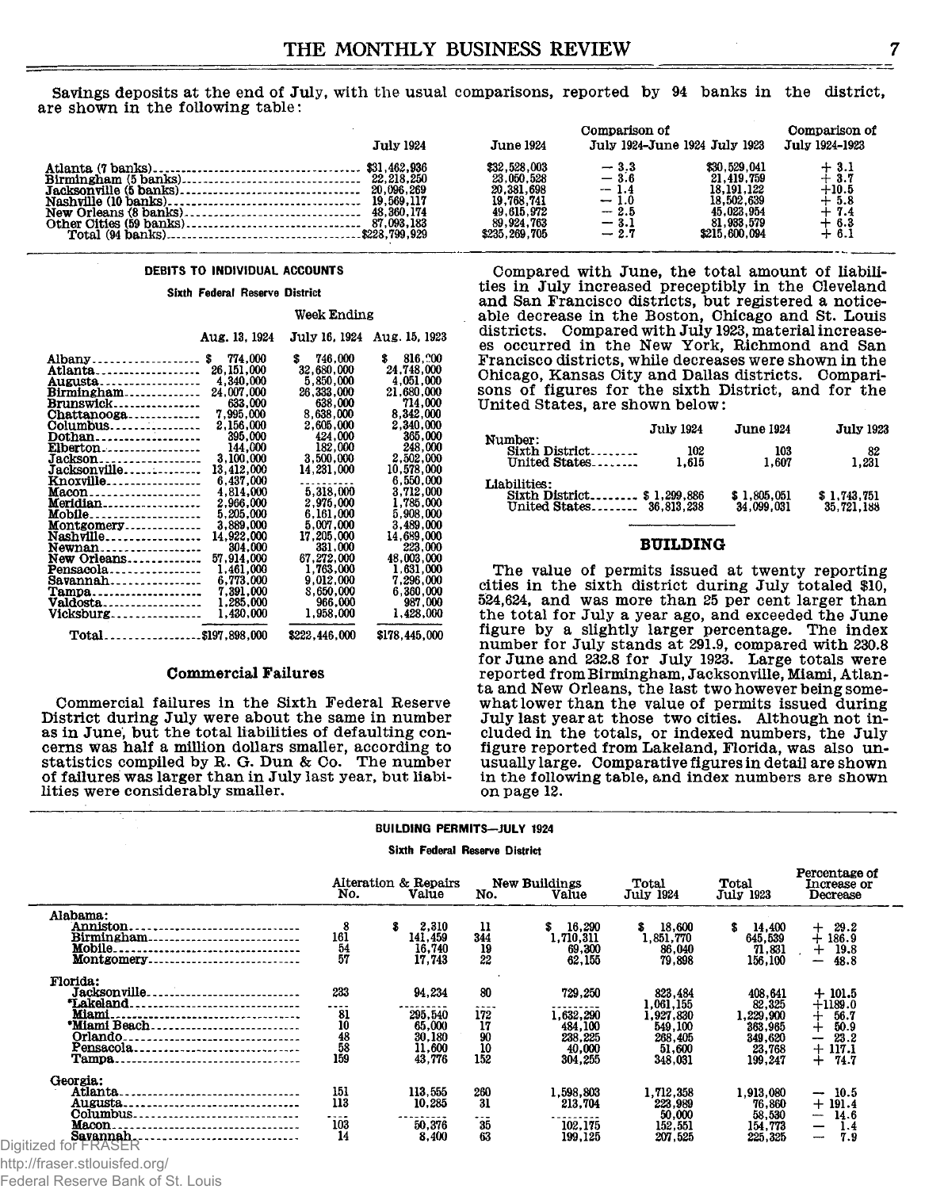Savings deposits at the end of July, with the usual comparisons, reported by 94 banks in the district, are shown in the following table:

| | July 1924 | June 1924 | Comparison of July 1924-June 1924 | July 1923 | Comparison of July 1924-1923 |
|---|---|---|---|---|---|
| Atlanta (7 banks) | $31,462,936 | $32,528,003 | — 3.3 | $30,529,041 | + 3.1 |
| Birmingham (5 banks) | 22,218,250 | 23,050,528 | — 3.6 | 21,419,759 | + 3.7 |
| Jacksonville (5 banks) | 20,096,269 | 20,381,698 | — 1.4 | 18,191,122 | +10.5 |
| Nashville (10 banks) | 19,569,117 | 19,768,741 | — 1.0 | 18,502,639 | + 5.8 |
| New Orleans (8 banks) | 48,360,174 | 49,615,972 | — 2.5 | 45,023,954 | + 7.4 |
| Other Cities (59 banks) | 87,093,183 | 89,924,763 | — 3.1 | 81,933,579 | + 6.3 |
| Total (94 banks) | $228,799,929 | $235,269,705 | — 2.7 | $215,600,094 | + 6.1 |

**DEBITS TO INDIVIDUAL ACCOUNTS**

**Sixth Federal Reserve District**

| | Week Ending Aug. 13, 1924 | July 16, 1924 | Aug. 15, 1923 |
|---|---|---|---|
| Albany | $ 774,000 | $ 746,000 | $ 816,000 |
| Atlanta | 26,151,000 | 32,680,000 | 24,748,000 |
| Augusta | 4,340,000 | 5,850,000 | 4,051,000 |
| Birmingham | 24,007,000 | 26,333,000 | 21,680,000 |
| Brunswick | 633,000 | 638,000 | 714,000 |
| Chattanooga | 7,995,000 | 8,638,000 | 8,342,000 |
| Columbus | 2,156,000 | 2,605,000 | 2,340,000 |
| Dothan | 395,000 | 424,000 | 365,000 |
| Elberton | 144,000 | 182,000 | 248,000 |
| Jackson | 3,100,000 | 3,500,000 | 2,502,000 |
| Jacksonville | 13,412,000 | 14,231,000 | 10,578,000 |
| Knoxville | 6,437,000 | --------- | 6,550,000 |
| Macon | 4,814,000 | 5,318,000 | 3,712,000 |
| Meridian | 2,966,000 | 2,975,000 | 1,785,000 |
| Mobile | 5,205,000 | 6,161,000 | 5,908,000 |
| Montgomery | 3,889,000 | 5,007,000 | 3,489,000 |
| Nashville | 14,922,000 | 17,205,000 | 14,689,000 |
| Newnan | 304,000 | 331,000 | 223,000 |
| New Orleans | 57,914,000 | 67,272,000 | 48,003,000 |
| Pensacola | 1,461,000 | 1,763,000 | 1,631,000 |
| Savannah | 6,773,000 | 9,012,000 | 7,296,000 |
| Tampa | 7,391,000 | 8,650,000 | 6,360,000 |
| Valdosta | 1,285,000 | 966,000 | 987,000 |
| Vicksburg | 1,430,000 | 1,958,000 | 1,428,000 |
| Total | $197,898,000 | $222,446,000 | $178,445,000 |

### Commercial Failures

Commercial failures in the Sixth Federal Reserve District during July were about the same in number as in June, but the total liabilities of defaulting concerns was half a million dollars smaller, according to statistics compiled by R. G. Dun & Co. The number of failures was larger than in July last year, but liabilities were considerably smaller.

Compared with June, the total amount of liabilities in July increased preceptibly in the Cleveland and San Francisco districts, but registered a noticeable decrease in the Boston, Chicago and St. Louis districts. Compared with July 1923, material increasees occurred in the New York, Richmond and San Francisco districts, while decreases were shown in the Chicago, Kansas City and Dallas districts. Comparisons of figures for the sixth District, and for the United States, are shown below:

| | July 1924 | June 1924 | July 1923 |
|---|---|---|---|
| Number: | | | |
| Sixth District | 102 | 103 | 82 |
| United States | 1,615 | 1,607 | 1,231 |
| Liabilities: | | | |
| Sixth District | $ 1,299,886 | $ 1,805,051 | $ 1,743,751 |
| United States | 36,813,238 | 34,099,031 | 35,721,188 |

### BUILDING

The value of permits issued at twenty reporting cities in the sixth district during July totaled $10,524,624, and was more than 25 per cent larger than the total for July a year ago, and exceeded the June figure by a slightly larger percentage. The index number for July stands at 291.9, compared with 230.8 for June and 232.8 for July 1923. Large totals were reported from Birmingham, Jacksonville, Miami, Atlanta and New Orleans, the last two however being somewhat lower than the value of permits issued during July last year at those two cities. Although not included in the totals, or indexed numbers, the July figure reported from Lakeland, Florida, was also unusually large. Comparative figures in detail are shown in the following table, and index numbers are shown on page 12.

**BUILDING PERMITS—JULY 1924**

**Sixth Federal Reserve District**

| | Alteration & Repairs No. | Alteration & Repairs Value | New Buildings No. | New Buildings Value | Total July 1924 | Total July 1923 | Percentage of Increase or Decrease |
|---|---|---|---|---|---|---|---|
| Alabama: | | | | | | | |
| Anniston | 8 | $ 2,310 | 11 | $ 16,290 | $ 18,600 | $ 14,400 | + 29.2 |
| Birmingham | 161 | 141,459 | 344 | 1,710,311 | 1,851,770 | 645,539 | + 186.9 |
| Mobile | 54 | 16,740 | 19 | 69,300 | 86,040 | 71,831 | + 19.8 |
| Montgomery | 57 | 17,743 | 22 | 62,155 | 79,898 | 156,100 | — 48.8 |
| Florida: | | | | | | | |
| Jacksonville | 233 | 94,234 | 80 | 729,250 | 823,484 | 408,641 | + 101.5 |
| *Lakeland | ---- | --------- | ---- | --------- | 1,061,155 | 82,325 | +1189.0 |
| Miami | 81 | 295,540 | 172 | 1,632,290 | 1,927,830 | 1,229,900 | + 56.7 |
| *Miami Beach | 10 | 65,000 | 17 | 484,100 | 549,100 | 363,965 | + 50.9 |
| Orlando | 48 | 30,180 | 90 | 238,225 | 268,405 | 349,620 | — 23.2 |
| Pensacola | 58 | 11,600 | 10 | 40,000 | 51,600 | 23,768 | + 117.1 |
| Tampa | 159 | 43,776 | 152 | 304,255 | 348,031 | 199,247 | + 74.7 |
| Georgia: | | | | | | | |
| Atlanta | 151 | 113,555 | 260 | 1,598,803 | 1,712,358 | 1,913,080 | — 10.5 |
| Augusta | 113 | 10,285 | 31 | 213,704 | 223,989 | 76,860 | + 191.4 |
| Columbus | ---- | --------- | --- | --------- | 50,000 | 58,530 | — 14.6 |
| Macon | 103 | 50,376 | 35 | 102,175 | 152,551 | 154,773 | — 1.4 |
| Savannah | 14 | 8,400 | 63 | 199,125 | 207,525 | 225,325 | — 7.9 |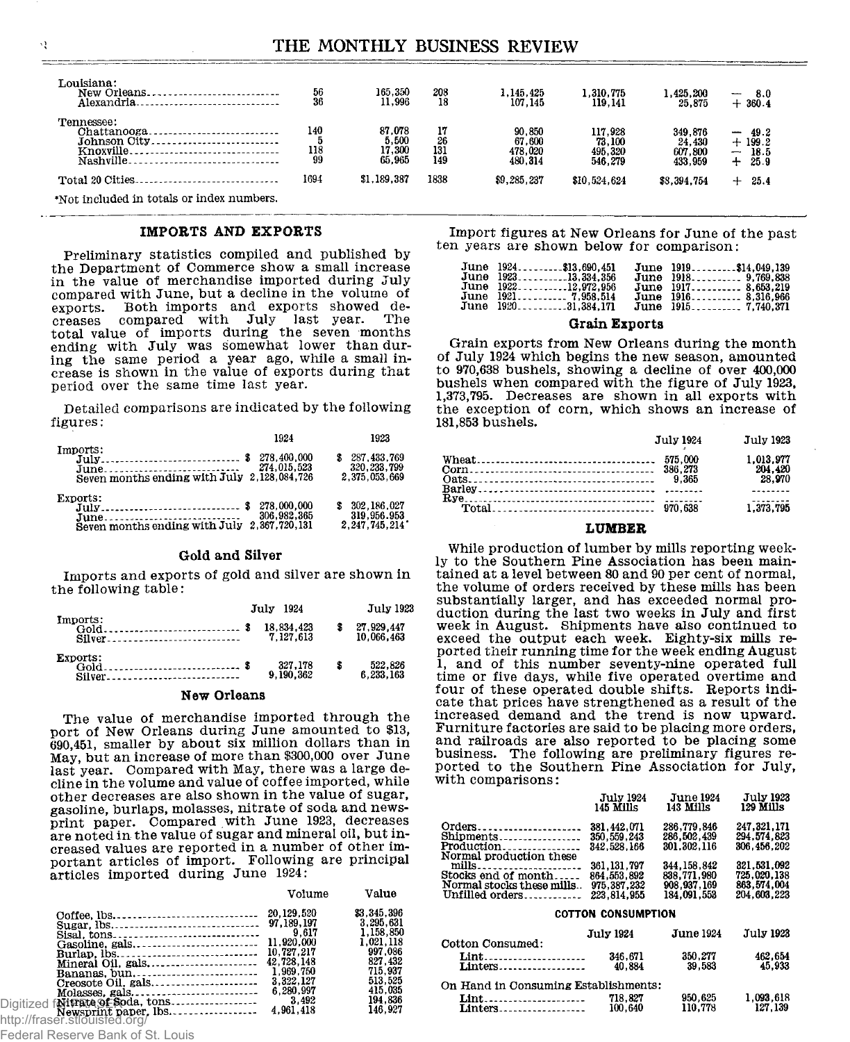| | | | | | | | |
|---|---|---|---|---|---|---|---|
| Louisiana: | | | | | | | |
| New Orleans | 56 | 165,350 | 208 | 1,145,425 | 1,310,775 | 1,425,200 | — 8.0 |
| Alexandria | 36 | 11,996 | 18 | 107,145 | 119,141 | 25,875 | + 360.4 |
| Tennessee: | | | | | | | |
| Chattanooga | 140 | 87,078 | 17 | 90,850 | 117,928 | 349,876 | — 49.2 |
| Johnson City | 5 | 5,500 | 26 | 67,600 | 73,100 | 24,430 | + 199.2 |
| Knoxville | 118 | 17,300 | 131 | 478,020 | 495,320 | 607,800 | — 18.5 |
| Nashville | 99 | 65,965 | 149 | 480,314 | 546,279 | 433,959 | + 25.9 |
| Total 20 Cities | 1694 | $1,189,387 | 1838 | $9,285,237 | $10,524,624 | $8,394,754 | + 25.4 |

*Not included in totals or index numbers.

## IMPORTS AND EXPORTS

Preliminary statistics compiled and published by the Department of Commerce show a small increase in the value of merchandise imported during July compared with June, but a decline in the volume of exports. Both imports and exports showed decreases compared with July last year. The total value of imports during the seven months ending with July was somewhat lower than during the same period a year ago, while a small increase is shown in the value of exports during that period over the same time last year.

Detailed comparisons are indicated by the following figures:

| | 1924 | 1923 |
|---|---|---|
| Imports: | | |
| July | $ 278,400,000 | $ 287,433,769 |
| June | 274,015,523 | 320,233,799 |
| Seven months ending with July | 2,128,084,726 | 2,375,053,669 |
| Exports: | | |
| July | $ 278,000,000 | $ 302,186,027 |
| June | 306,982,365 | 319,956,953 |
| Seven months ending with July | 2,367,720,131 | 2,247,745,214 |

### Gold and Silver

Imports and exports of gold and silver are shown in the following table:

| | July 1924 | July 1923 |
|---|---|---|
| Imports: | | |
| Gold | $ 18,834,423 | $ 27,929,447 |
| Silver | 7,127,613 | 10,066,463 |
| Exports: | | |
| Gold | $ 327,178 | $ 522,826 |
| Silver | 9,190,362 | 6,233,163 |

### New Orleans

The value of merchandise imported through the port of New Orleans during June amounted to $13,690,451, smaller by about six million dollars than in May, but an increase of more than $300,000 over June last year. Compared with May, there was a large decline in the volume and value of coffee imported, while other decreases are also shown in the value of sugar, gasoline, burlaps, molasses, nitrate of soda and newsprint paper. Compared with June 1923, decreases are noted in the value of sugar and mineral oil, but increased values are reported in a number of other important articles of import. Following are principal articles imported during June 1924:

| | Volume | Value |
|---|---|---|
| Coffee, lbs. | 20,129,520 | $3,345,396 |
| Sugar, lbs. | 97,189,197 | 3,295,631 |
| Sisal, tons | 9,617 | 1,158,850 |
| Gasoline, gals. | 11,920,000 | 1,021,118 |
| Burlap, lbs. | 10,727,217 | 997,086 |
| Mineral Oil, gals. | 42,723,148 | 827,432 |
| Bananas, bun. | 1,969,750 | 715,937 |
| Creosote Oil, gals. | 3,322,127 | 513,525 |
| Molasses, gals. | 6,280,997 | 415,035 |
| Nitrate of Soda, tons | 3,492 | 194,836 |
| Newsprint paper, lbs. | 4,961,418 | 146,927 |

Import figures at New Orleans for June of the past ten years are shown below for comparison:

| | | | |
|---|---|---|---|
| June 1924 | $13,690,451 | June 1919 | $14,049,139 |
| June 1923 | 13,334,356 | June 1918 | 9,769,838 |
| June 1922 | 12,972,956 | June 1917 | 8,653,219 |
| June 1921 | 7,958,514 | June 1916 | 8,316,966 |
| June 1920 | 31,384,171 | June 1915 | 7,740,371 |

### Grain Exports

Grain exports from New Orleans during the month of July 1924 which begins the new season, amounted to 970,638 bushels, showing a decline of over 400,000 bushels when compared with the figure of July 1923, 1,373,795. Decreases are shown in all exports with the exception of corn, which shows an increase of 181,853 bushels.

| | July 1924 | July 1923 |
|---|---|---|
| Wheat | 575,000 | 1,013,977 |
| Corn | 386,273 | 204,420 |
| Oats | 9,365 | 28,970 |
| Barley | -------- | -------- |
| Rye | -------- | -------- |
| Total | 970,638 | 1,373,795 |

## LUMBER

While production of lumber by mills reporting weekly to the Southern Pine Association has been maintained at a level between 80 and 90 per cent of normal, the volume of orders received by these mills has been substantially larger, and has exceeded normal production during the last two weeks in July and first week in August. Shipments have also continued to exceed the output each week. Eighty-six mills reported their running time for the week ending August 1, and of this number seventy-nine operated full time or five days, while five operated overtime and four of these operated double shifts. Reports indicate that prices have strengthened as a result of the increased demand and the trend is now upward. Furniture factories are said to be placing more orders, and railroads are also reported to be placing some business. The following are preliminary figures reported to the Southern Pine Association for July, with comparisons:

| | July 1924 145 Mills | June 1924 143 Mills | July 1923 129 Mills |
|---|---|---|---|
| Orders | 381,442,071 | 286,779,846 | 247,321,171 |
| Shipments | 350,559,243 | 286,502,439 | 294,574,823 |
| Production | 342,528,166 | 301,302,116 | 306,456,202 |
| Normal production these mills | 361,131,797 | 344,158,842 | 321,531,092 |
| Stocks end of month | 864,553,892 | 838,771,980 | 725,020,138 |
| Normal stocks these mills | 975,387,232 | 908,937,169 | 863,574,004 |
| Unfilled orders | 223,814,955 | 184,091,553 | 204,603,223 |

## COTTON CONSUMPTION

| | July 1924 | June 1924 | July 1923 |
|---|---|---|---|
| Cotton Consumed: | | | |
| Lint | 346,671 | 350,277 | 462,654 |
| Linters | 40,884 | 39,583 | 45,933 |
| On Hand in Consuming Establishments: | | | |
| Lint | 718,827 | 950,625 | 1,093,618 |
| Linters | 100,640 | 110,778 | 127,139 |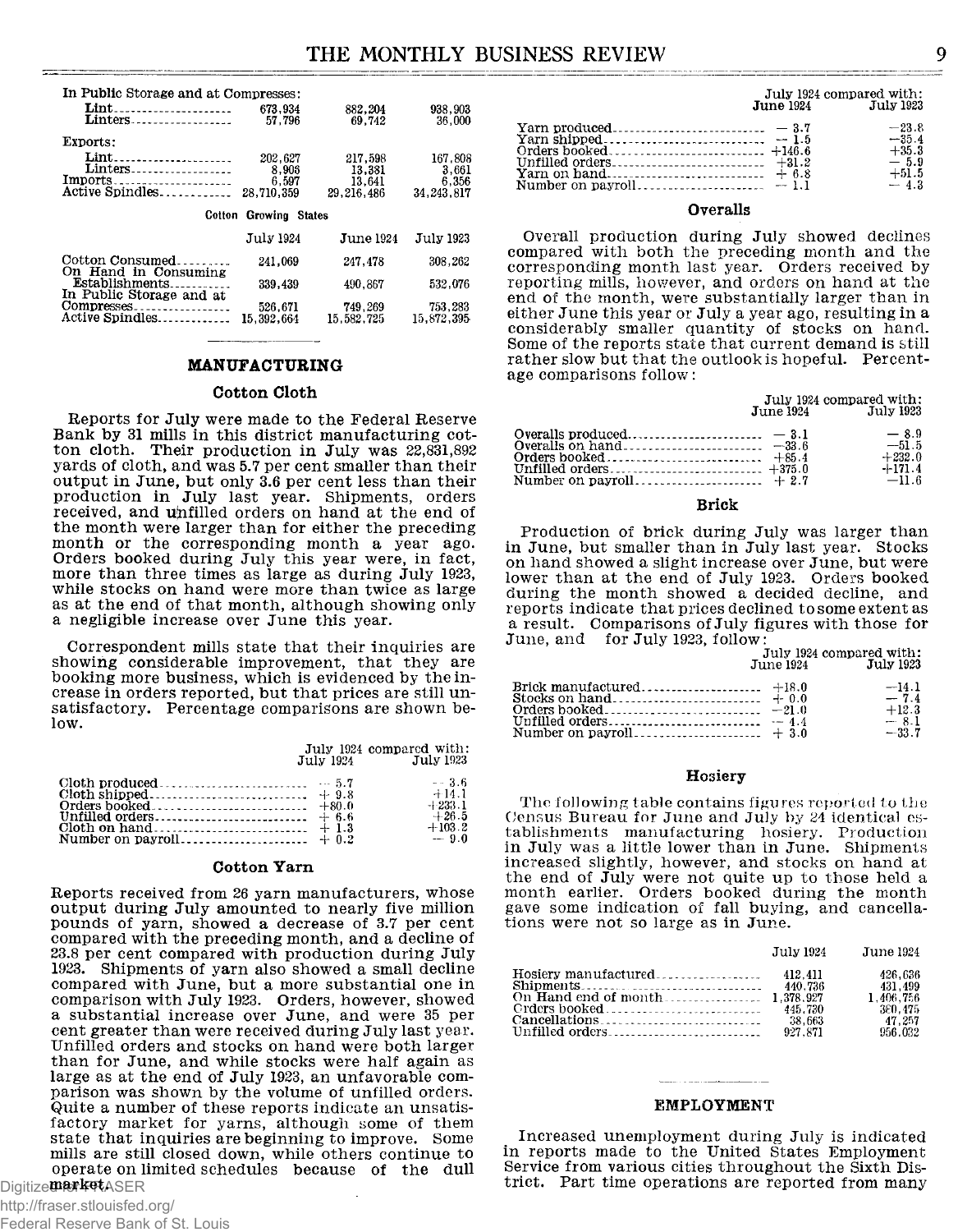| | | | |
|---|---|---|---|
| In Public Storage and at Compresses: | | | |
| Lint | 673,934 | 882,204 | 938,903 |
| Linters | 57,796 | 69,742 | 36,000 |
| Exports: | | | |
| Lint | 202,627 | 217,598 | 167,808 |
| Linters | 8,906 | 13,381 | 3,661 |
| Imports | 6,597 | 13,641 | 6,356 |
| Active Spindles | 28,710,359 | 29,216,486 | 34,243,817 |

Cotton Growing States

| | July 1924 | June 1924 | July 1923 |
|---|---|---|---|
| Cotton Consumed | 241,069 | 247,478 | 308,262 |
| On Hand in Consuming Establishments | 339,439 | 490,867 | 532,076 |
| In Public Storage and at Compresses | 526,671 | 749,269 | 753,283 |
| Active Spindles | 15,392,664 | 15,582,725 | 15,872,395 |

## MANUFACTURING

### Cotton Cloth

Reports for July were made to the Federal Reserve Bank by 31 mills in this district manufacturing cotton cloth. Their production in July was 22,831,892 yards of cloth, and was 5.7 per cent smaller than their output in June, but only 3.6 per cent less than their production in July last year. Shipments, orders received, and unfilled orders on hand at the end of the month were larger than for either the preceding month or the corresponding month a year ago. Orders booked during July this year were, in fact, more than three times as large as during July 1923, while stocks on hand were more than twice as large as at the end of that month, although showing only a negligible increase over June this year.

Correspondent mills state that their inquiries are showing considerable improvement, that they are booking more business, which is evidenced by the increase in orders reported, but that prices are still unsatisfactory. Percentage comparisons are shown below.

| | July 1924 compared with: July 1924 | July 1923 |
|---|---|---|
| Cloth produced | — 5.7 | — 3.6 |
| Cloth shipped | + 9.8 | +14.1 |
| Orders booked | +80.0 | +233.1 |
| Unfilled orders | + 6.6 | +26.5 |
| Cloth on hand | + 1.3 | +103.2 |
| Number on payroll | + 0.2 | — 9.0 |

### Cotton Yarn

Reports received from 26 yarn manufacturers, whose output during July amounted to nearly five million pounds of yarn, showed a decrease of 3.7 per cent compared with the preceding month, and a decline of 23.8 per cent compared with production during July 1923. Shipments of yarn also showed a small decline compared with June, but a more substantial one in comparison with July 1923. Orders, however, showed a substantial increase over June, and were 35 per cent greater than were received during July last year. Unfilled orders and stocks on hand were both larger than for June, and while stocks were half again as large as at the end of July 1923, an unfavorable comparison was shown by the volume of unfilled orders. Quite a number of these reports indicate an unsatisfactory market for yarns, although some of them state that inquiries are beginning to improve. Some mills are still closed down, while others continue to operate on limited schedules because of the dull market.

| | July 1924 compared with: June 1924 | July 1923 |
|---|---|---|
| Yarn produced | — 3.7 | —23.8 |
| Yarn shipped | — 1.5 | —35.4 |
| Orders booked | +146.6 | +35.3 |
| Unfilled orders | +31.2 | — 5.9 |
| Yarn on hand | + 6.8 | +51.5 |
| Number on payroll | — 1.1 | — 4.3 |

### Overalls

Overall production during July showed declines compared with both the preceding month and the corresponding month last year. Orders received by reporting mills, however, and orders on hand at the end of the month, were substantially larger than in either June this year or July a year ago, resulting in a considerably smaller quantity of stocks on hand. Some of the reports state that current demand is still rather slow but that the outlook is hopeful. Percentage comparisons follow:

| | July 1924 compared with: June 1924 | July 1923 |
|---|---|---|
| Overalls produced | — 3.1 | — 8.9 |
| Overalls on hand | —33.6 | —51.5 |
| Orders booked | +85.4 | +232.0 |
| Unfilled orders | +375.0 | +171.4 |
| Number on payroll | + 2.7 | —11.6 |

### Brick

Production of brick during July was larger than in June, but smaller than in July last year. Stocks on hand showed a slight increase over June, but were lower than at the end of July 1923. Orders booked during the month showed a decided decline, and reports indicate that prices declined to some extent as a result. Comparisons of July figures with those for June, and for July 1923, follow:

| | July 1924 compared with: June 1924 | July 1923 |
|---|---|---|
| Brick manufactured | +18.0 | —14.1 |
| Stocks on hand | + 0.0 | — 7.4 |
| Orders booked | —21.0 | +12.3 |
| Unfilled orders | — 4.4 | — 8.1 |
| Number on payroll | + 3.0 | —33.7 |

### Hosiery

The following table contains figures reported to the Census Bureau for June and July by 24 identical establishments manufacturing hosiery. Production in July was a little lower than in June. Shipments increased slightly, however, and stocks on hand at the end of July were not quite up to those held a month earlier. Orders booked during the month gave some indication of fall buying, and cancellations were not so large as in June.

| | July 1924 | June 1924 |
|---|---|---|
| Hosiery manufactured | 412,411 | 426,636 |
| Shipments | 440,736 | 431,499 |
| On Hand end of month | 1,378,927 | 1,406,756 |
| Orders booked | 445,730 | 380,475 |
| Cancellations | 38,663 | 47,257 |
| Unfilled orders | 927,871 | 956,032 |

## EMPLOYMENT

Increased unemployment during July is indicated in reports made to the United States Employment Service from various cities throughout the Sixth District. Part time operations are reported from many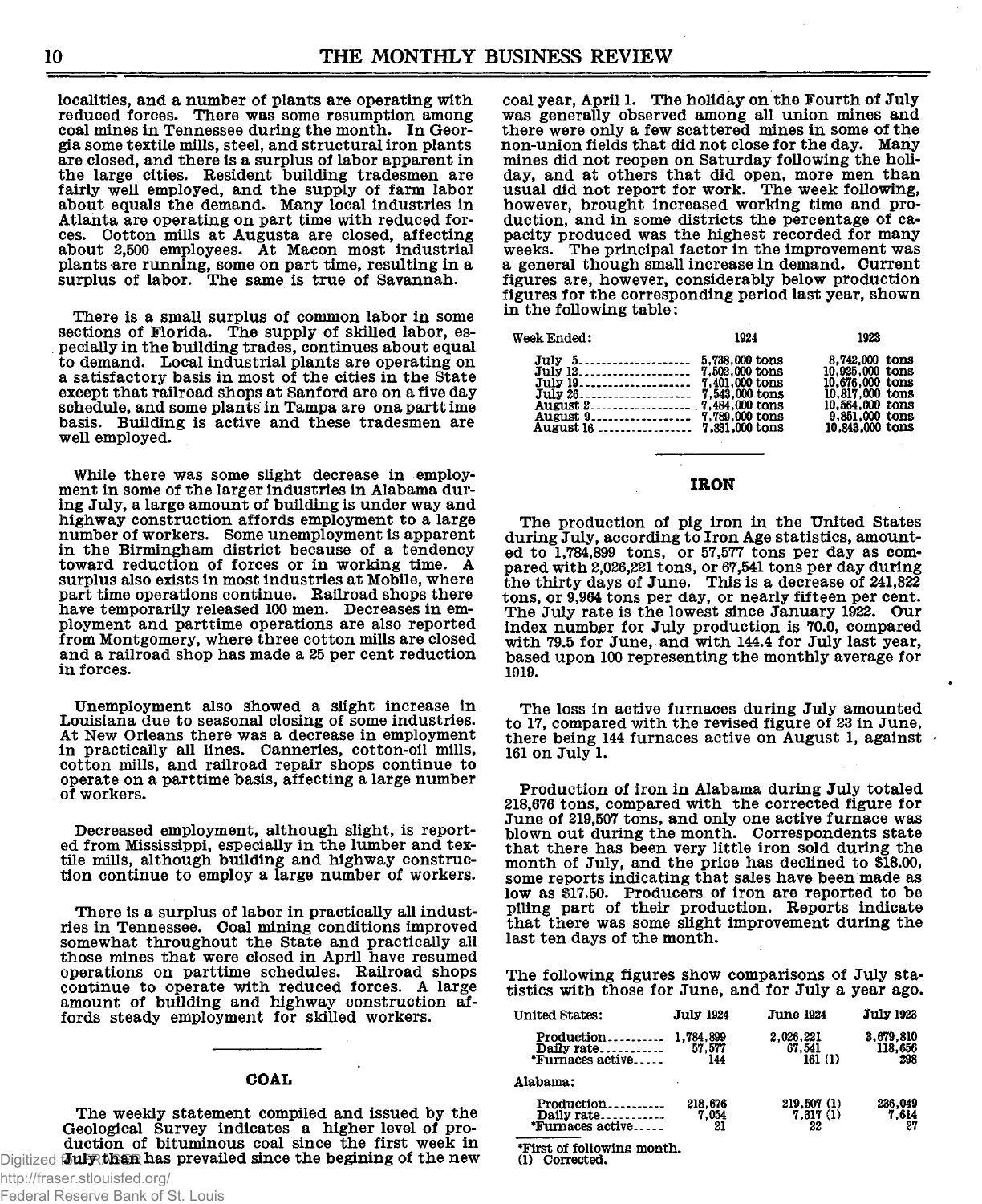localities, and a number of plants are operating with reduced forces. There was some resumption among coal mines in Tennessee during the month. In Georgia some textile mills, steel, and structural iron plants are closed, and there is a surplus of labor apparent in the large cities. Resident building tradesmen are fairly well employed, and the supply of farm labor about equals the demand. Many local industries in Atlanta are operating on part time with reduced forces. Cotton mills at Augusta are closed, affecting about 2,500 employees. At Macon most industrial plants are running, some on part time, resulting in a surplus of labor. The same is true of Savannah.

There is a small surplus of common labor in some sections of Florida. The supply of skilled labor, especially in the building trades, continues about equal to demand. Local industrial plants are operating on a satisfactory basis in most of the cities in the State except that railroad shops at Sanford are on a five day schedule, and some plants in Tampa are ona partt ime basis. Building is active and these tradesmen are well employed.

While there was some slight decrease in employment in some of the larger industries in Alabama during July, a large amount of building is under way and highway construction affords employment to a large number of workers. Some unemployment is apparent in the Birmingham district because of a tendency toward reduction of forces or in working time. A surplus also exists in most industries at Mobile, where part time operations continue. Railroad shops there have temporarily released 100 men. Decreases in employment and parttime operations are also reported from Montgomery, where three cotton mills are closed and a railroad shop has made a 25 per cent reduction in forces.

Unemployment also showed a slight increase in Louisiana due to seasonal closing of some industries. At New Orleans there was a decrease in employment in practically all lines. Canneries, cotton-oil mills, cotton mills, and railroad repair shops continue to operate on a parttime basis, affecting a large number of workers.

Decreased employment, although slight, is reported from Mississippi, especially in the lumber and textile mills, although building and highway construction continue to employ a large number of workers.

There is a surplus of labor in practically all industries in Tennessee. Coal mining conditions improved somewhat throughout the State and practically all those mines that were closed in April have resumed operations on parttime schedules. Railroad shops continue to operate with reduced forces. A large amount of building and highway construction affords steady employment for skilled workers.

## COAL

The weekly statement compiled and issued by the Geological Survey indicates a higher level of production of bituminous coal since the first week in July than has prevailed since the begining of the new coal year, April 1. The holiday on the Fourth of July was generally observed among all union mines and there were only a few scattered mines in some of the non-union fields that did not close for the day. Many mines did not reopen on Saturday following the holiday, and at others that did open, more men than usual did not report for work. The week following, however, brought increased working time and production, and in some districts the percentage of capacity produced was the highest recorded for many weeks. The principal factor in the improvement was a general though small increase in demand. Current figures are, however, considerably below production figures for the corresponding period last year, shown in the following table:

| Week Ended: | 1924 | 1923 |
|---|---|---|
| July 5 | 5,738,000 tons | 8,742,000 tons |
| July 12 | 7,502,000 tons | 10,925,000 tons |
| July 19 | 7,401,000 tons | 10,676,000 tons |
| July 26 | 7,543,000 tons | 10,817,000 tons |
| August 2 | 7,484,000 tons | 10,564,000 tons |
| August 9 | 7,789,000 tons | 9,851,000 tons |
| August 16 | 7,831,000 tons | 10,843,000 tons |

## IRON

The production of pig iron in the United States during July, according to Iron Age statistics, amounted to 1,784,899 tons, or 57,577 tons per day as compared with 2,026,221 tons, or 67,541 tons per day during the thirty days of June. This is a decrease of 241,322 tons, or 9,964 tons per day, or nearly fifteen per cent. The July rate is the lowest since January 1922. Our index number for July production is 70.0, compared with 79.5 for June, and with 144.4 for July last year, based upon 100 representing the monthly average for 1919.

The loss in active furnaces during July amounted to 17, compared with the revised figure of 23 in June, there being 144 furnaces active on August 1, against 161 on July 1.

Production of iron in Alabama during July totaled 218,676 tons, compared with the corrected figure for June of 219,507 tons, and only one active furnace was blown out during the month. Correspondents state that there has been very little iron sold during the month of July, and the price has declined to $18.00, some reports indicating that sales have been made as low as $17.50. Producers of iron are reported to be piling part of their production. Reports indicate that there was some slight improvement during the last ten days of the month.

The following figures show comparisons of July statistics with those for June, and for July a year ago.

| | July 1924 | June 1924 | July 1923 |
|---|---|---|---|
| **United States:** | | | |
| Production | 1,784,899 | 2,026,221 | 3,679,810 |
| Daily rate | 57,577 | 67,541 | 118,656 |
| *Furnaces active | 144 | 161 (1) | 298 |
| **Alabama:** | | | |
| Production | 218,676 | 219,507 (1) | 236,049 |
| Daily rate | 7,054 | 7,317 (1) | 7,614 |
| *Furnaces active | 21 | 22 | 27 |

*First of following month.
(1) Corrected.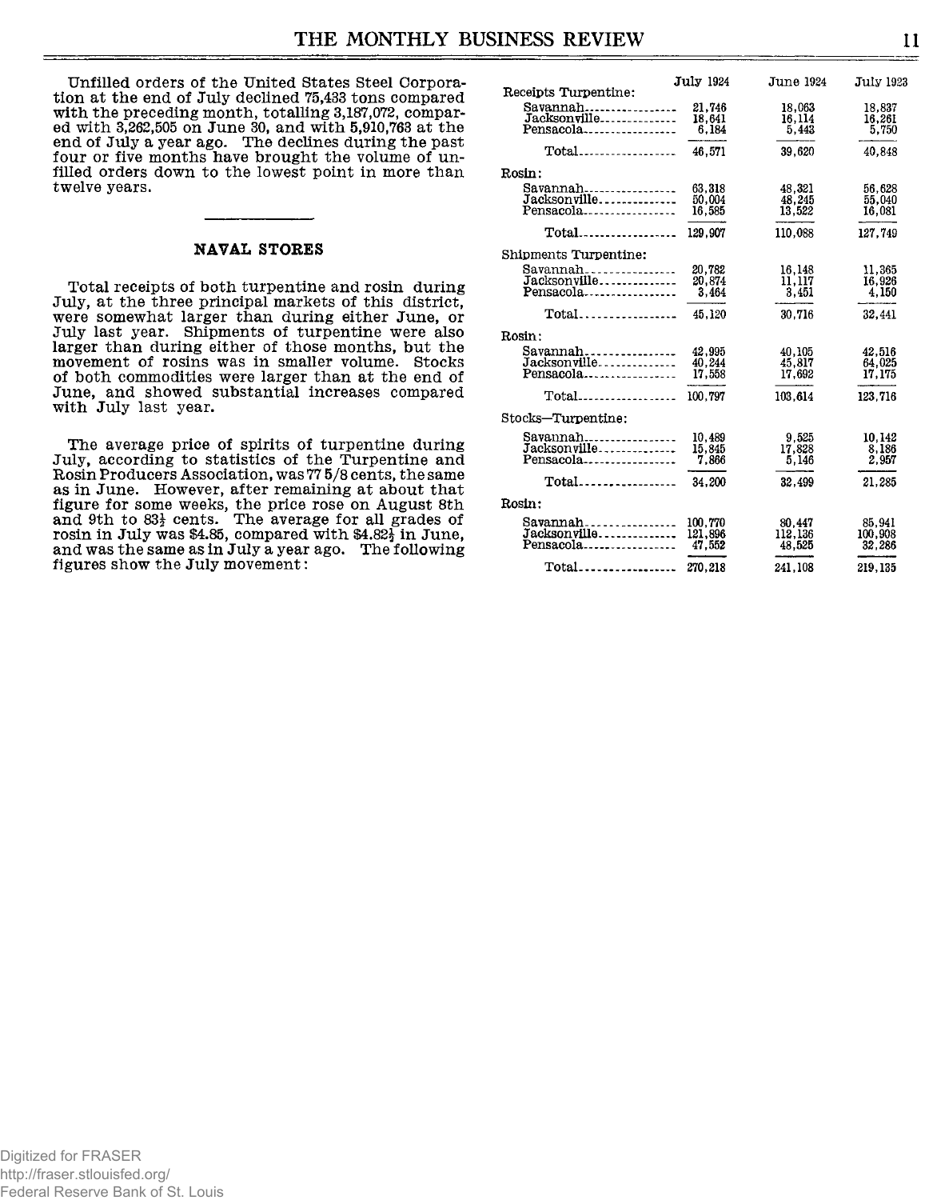Unfilled orders of the United States Steel Corporation at the end of July declined 75,433 tons compared with the preceding month, totalling 3,187,072, compared with 3,262,505 on June 30, and with 5,910,763 at the end of July a year ago. The declines during the past four or five months have brought the volume of unfilled orders down to the lowest point in more than twelve years.

## NAVAL STORES

Total receipts of both turpentine and rosin during July, at the three principal markets of this district, were somewhat larger than during either June, or July last year. Shipments of turpentine were also larger than during either of those months, but the movement of rosins was in smaller volume. Stocks of both commodities were larger than at the end of June, and showed substantial increases compared with July last year.

The average price of spirits of turpentine during July, according to statistics of the Turpentine and Rosin Producers Association, was 77 5/8 cents, the same as in June. However, after remaining at about that figure for some weeks, the price rose on August 8th and 9th to 83½ cents. The average for all grades of rosin in July was $4.85, compared with $4.82½ in June, and was the same as in July a year ago. The following figures show the July movement:

| | July 1924 | June 1924 | July 1923 |
|---|---|---|---|
| **Receipts Turpentine:** | | | |
| Savannah | 21,746 | 18,063 | 18,837 |
| Jacksonville | 18,641 | 16,114 | 16,261 |
| Pensacola | 6,184 | 5,443 | 5,750 |
| Total | 46,571 | 39,620 | 40,848 |
| **Rosin:** | | | |
| Savannah | 63,318 | 48,321 | 56,628 |
| Jacksonville | 50,004 | 48,245 | 55,040 |
| Pensacola | 16,585 | 13,522 | 16,081 |
| Total | 129,907 | 110,088 | 127,749 |
| **Shipments Turpentine:** | | | |
| Savannah | 20,782 | 16,148 | 11,365 |
| Jacksonville | 20,874 | 11,117 | 16,926 |
| Pensacola | 3,464 | 3,451 | 4,150 |
| Total | 45,120 | 30,716 | 32,441 |
| **Rosin:** | | | |
| Savannah | 42,995 | 40,105 | 42,516 |
| Jacksonville | 40,244 | 45,817 | 64,025 |
| Pensacola | 17,558 | 17,692 | 17,175 |
| Total | 100,797 | 103,614 | 123,716 |
| **Stocks—Turpentine:** | | | |
| Savannah | 10,489 | 9,525 | 10,142 |
| Jacksonville | 15,845 | 17,828 | 8,186 |
| Pensacola | 7,866 | 5,146 | 2,957 |
| Total | 34,200 | 32,499 | 21,285 |
| **Rosin:** | | | |
| Savannah | 100,770 | 80,447 | 85,941 |
| Jacksonville | 121,896 | 112,136 | 100,908 |
| Pensacola | 47,552 | 48,525 | 32,286 |
| Total | 270,218 | 241,108 | 219,135 |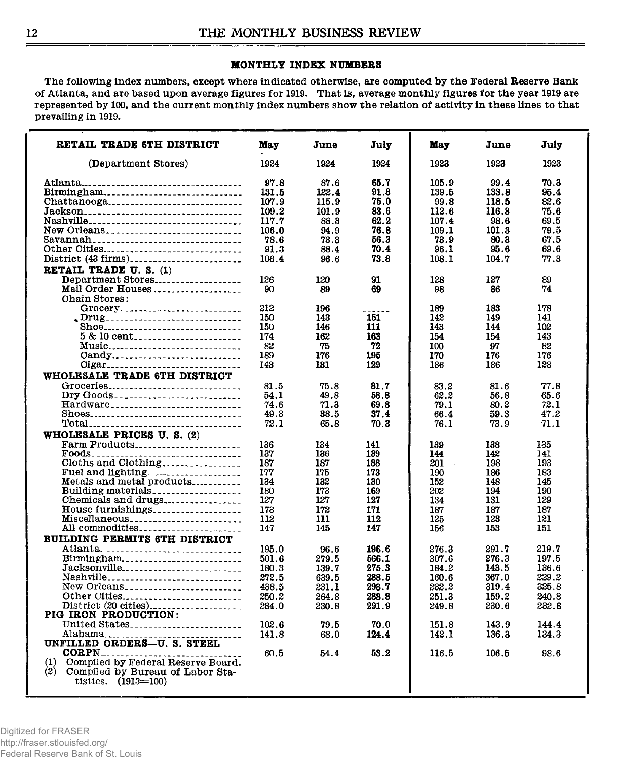## MONTHLY INDEX NUMBERS

The following index numbers, except where indicated otherwise, are computed by the Federal Reserve Bank of Atlanta, and are based upon average figures for 1919. That is, average monthly figures for the year 1919 are represented by 100, and the current monthly index numbers show the relation of activity in these lines to that prevailing in 1919.

| RETAIL TRADE 6TH DISTRICT (Department Stores) | May 1924 | June 1924 | July 1924 | May 1923 | June 1923 | July 1923 |
|---|---|---|---|---|---|---|
| Atlanta | 97.8 | 87.6 | 65.7 | 105.9 | 99.4 | 70.3 |
| Birmingham | 131.5 | 122.4 | 91.8 | 139.5 | 133.8 | 95.4 |
| Chattanooga | 107.9 | 115.9 | 75.0 | 99.8 | 118.5 | 82.6 |
| Jackson | 109.2 | 101.9 | 83.6 | 112.6 | 116.3 | 75.6 |
| Nashville | 117.7 | 88.3 | 62.2 | 107.4 | 98.6 | 69.5 |
| New Orleans | 106.0 | 94.9 | 76.8 | 109.1 | 101.3 | 79.5 |
| Savannah | 78.6 | 73.3 | 56.3 | 73.9 | 80.3 | 67.5 |
| Other Cities | 91.3 | 88.4 | 70.4 | 96.1 | 95.6 | 69.6 |
| District (43 firms) | 106.4 | 96.6 | 73.8 | 108.1 | 104.7 | 77.3 |
| **RETAIL TRADE U. S. (1)** | | | | | | |
| Department Stores | 126 | 120 | 91 | 128 | 127 | 89 |
| Mail Order Houses | 90 | 89 | 69 | 98 | 86 | 74 |
| Chain Stores: | | | | | | |
| Grocery | 212 | 196 | ------ | 189 | 183 | 178 |
| Drug | 150 | 143 | 151 | 142 | 149 | 141 |
| Shoe | 150 | 146 | 111 | 143 | 144 | 102 |
| 5 & 10 cent | 174 | 162 | 163 | 154 | 154 | 143 |
| Music | 82 | 75 | 72 | 100 | 97 | 82 |
| Candy | 189 | 176 | 195 | 170 | 176 | 176 |
| Cigar | 143 | 131 | 129 | 136 | 136 | 128 |
| **WHOLESALE TRADE 6TH DISTRICT** | | | | | | |
| Groceries | 81.5 | 75.8 | 81.7 | 83.2 | 81.6 | 77.8 |
| Dry Goods | 54.1 | 49.8 | 58.8 | 62.2 | 56.8 | 65.6 |
| Hardware | 74.6 | 71.3 | 69.8 | 79.1 | 80.2 | 72.1 |
| Shoes | 49.3 | 38.5 | 37.4 | 66.4 | 59.3 | 47.2 |
| Total | 72.1 | 65.8 | 70.3 | 76.1 | 73.9 | 71.1 |
| **WHOLESALE PRICES U. S. (2)** | | | | | | |
| Farm Products | 136 | 134 | 141 | 139 | 138 | 135 |
| Foods | 137 | 136 | 139 | 144 | 142 | 141 |
| Cloths and Clothing | 187 | 187 | 188 | 201 | 198 | 193 |
| Fuel and lighting | 177 | 175 | 173 | 190 | 186 | 183 |
| Metals and metal products | 134 | 132 | 130 | 152 | 148 | 145 |
| Building materials | 180 | 173 | 169 | 202 | 194 | 190 |
| Chemicals and drugs | 127 | 127 | 127 | 134 | 131 | 129 |
| House furnishings | 173 | 172 | 171 | 187 | 187 | 187 |
| Miscellaneous | 112 | 111 | 112 | 125 | 123 | 121 |
| All commodities | 147 | 145 | 147 | 156 | 153 | 151 |
| **BUILDING PERMITS 6TH DISTRICT** | | | | | | |
| Atlanta | 195.0 | 96.6 | 196.6 | 276.3 | 291.7 | 219.7 |
| Birmingham | 501.6 | 279.5 | 566.1 | 307.6 | 276.3 | 197.5 |
| Jacksonville | 180.3 | 139.7 | 275.3 | 184.2 | 143.5 | 136.6 |
| Nashville | 272.5 | 639.5 | 288.5 | 160.6 | 367.0 | 229.2 |
| New Orleans | 488.5 | 231.1 | 298.7 | 232.2 | 319.4 | 325.8 |
| Other Cities | 250.2 | 264.8 | 288.8 | 251.3 | 159.2 | 240.8 |
| District (20 cities) | 284.0 | 230.8 | 291.9 | 249.8 | 230.6 | 232.8 |
| **PIG IRON PRODUCTION:** | | | | | | |
| United States | 102.6 | 79.5 | 70.0 | 151.8 | 143.9 | 144.4 |
| Alabama | 141.8 | 68.0 | 124.4 | 142.1 | 136.3 | 134.3 |
| **UNFILLED ORDERS—U. S. STEEL CORPN** | 60.5 | 54.4 | 53.2 | 116.5 | 106.5 | 98.6 |

(1) Compiled by Federal Reserve Board.
(2) Compiled by Bureau of Labor Statistics. (1913=100)